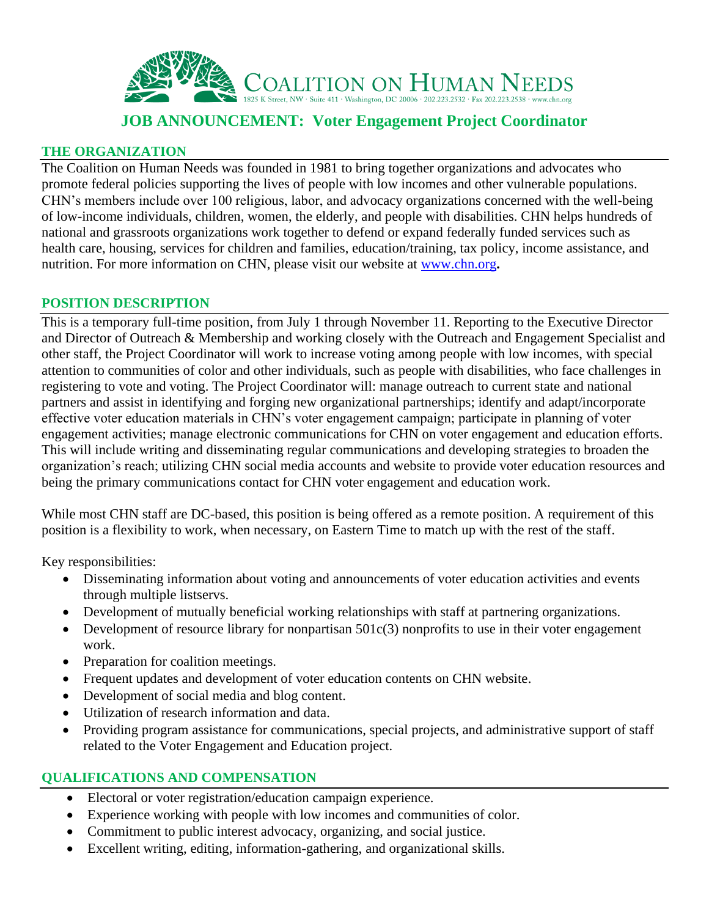COALITION ON HUMAN NEEDS
1825 K Street, NW · Suite 411 · Washington, DC 20006 · 202.223.2532 · Fax 202.223.2538 · www.chn.org

# JOB ANNOUNCEMENT: Voter Engagement Project Coordinator

## THE ORGANIZATION

The Coalition on Human Needs was founded in 1981 to bring together organizations and advocates who promote federal policies supporting the lives of people with low incomes and other vulnerable populations. CHN's members include over 100 religious, labor, and advocacy organizations concerned with the well-being of low-income individuals, children, women, the elderly, and people with disabilities. CHN helps hundreds of national and grassroots organizations work together to defend or expand federally funded services such as health care, housing, services for children and families, education/training, tax policy, income assistance, and nutrition. For more information on CHN, please visit our website at [www.chn.org](http://www.chn.org)**.**

## POSITION DESCRIPTION

This is a temporary full-time position, from July 1 through November 11. Reporting to the Executive Director and Director of Outreach & Membership and working closely with the Outreach and Engagement Specialist and other staff, the Project Coordinator will work to increase voting among people with low incomes, with special attention to communities of color and other individuals, such as people with disabilities, who face challenges in registering to vote and voting. The Project Coordinator will: manage outreach to current state and national partners and assist in identifying and forging new organizational partnerships; identify and adapt/incorporate effective voter education materials in CHN's voter engagement campaign; participate in planning of voter engagement activities; manage electronic communications for CHN on voter engagement and education efforts. This will include writing and disseminating regular communications and developing strategies to broaden the organization's reach; utilizing CHN social media accounts and website to provide voter education resources and being the primary communications contact for CHN voter engagement and education work.

While most CHN staff are DC-based, this position is being offered as a remote position. A requirement of this position is a flexibility to work, when necessary, on Eastern Time to match up with the rest of the staff.

Key responsibilities:

- Disseminating information about voting and announcements of voter education activities and events through multiple listservs.
- Development of mutually beneficial working relationships with staff at partnering organizations.
- Development of resource library for nonpartisan 501c(3) nonprofits to use in their voter engagement work.
- Preparation for coalition meetings.
- Frequent updates and development of voter education contents on CHN website.
- Development of social media and blog content.
- Utilization of research information and data.
- Providing program assistance for communications, special projects, and administrative support of staff related to the Voter Engagement and Education project.

## QUALIFICATIONS AND COMPENSATION

- Electoral or voter registration/education campaign experience.
- Experience working with people with low incomes and communities of color.
- Commitment to public interest advocacy, organizing, and social justice.
- Excellent writing, editing, information-gathering, and organizational skills.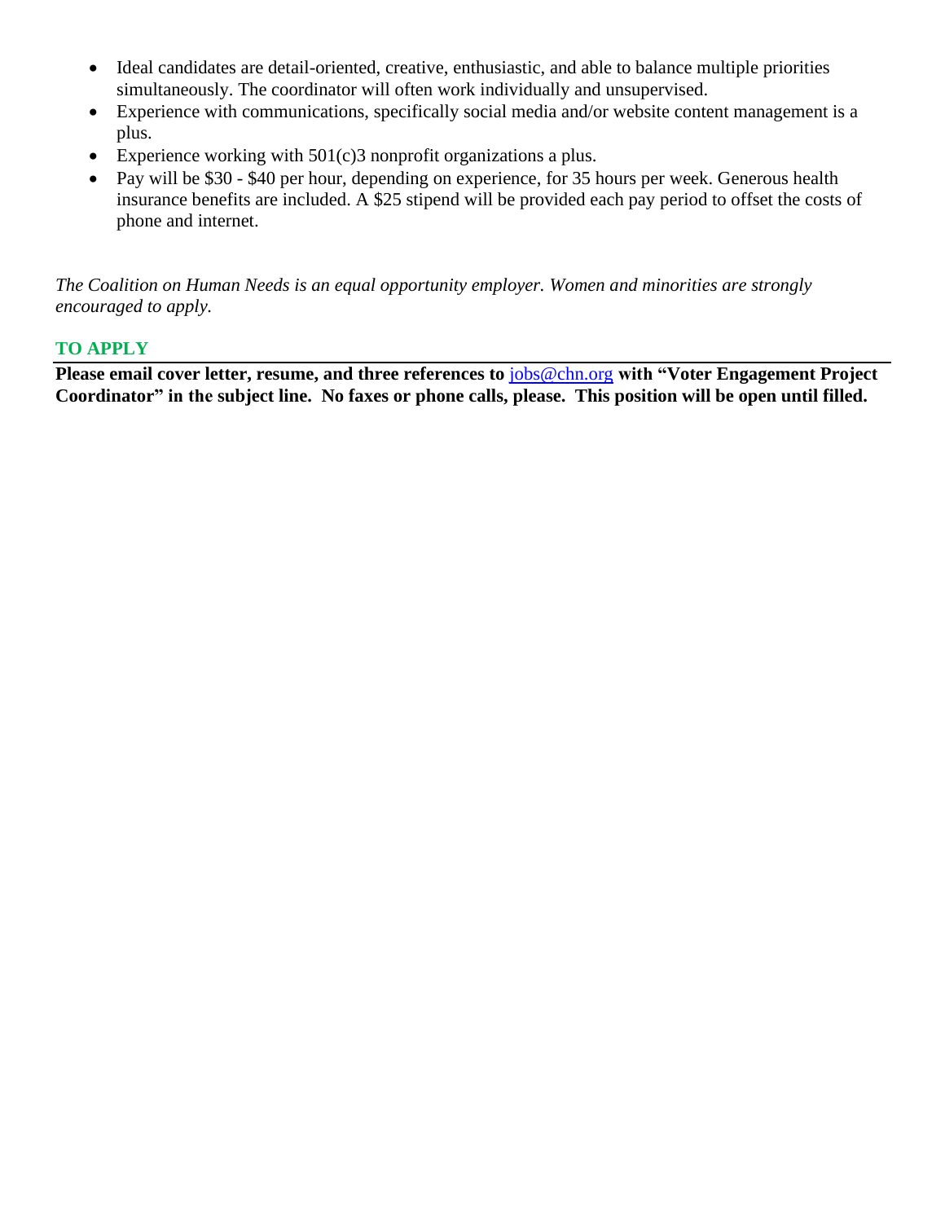- Ideal candidates are detail-oriented, creative, enthusiastic, and able to balance multiple priorities simultaneously. The coordinator will often work individually and unsupervised.
- Experience with communications, specifically social media and/or website content management is a plus.
- Experience working with 501(c)3 nonprofit organizations a plus.
- Pay will be $30 - $40 per hour, depending on experience, for 35 hours per week. Generous health insurance benefits are included. A $25 stipend will be provided each pay period to offset the costs of phone and internet.

*The Coalition on Human Needs is an equal opportunity employer. Women and minorities are strongly encouraged to apply.*

## TO APPLY

**Please email cover letter, resume, and three references to** jobs@chn.org **with "Voter Engagement Project Coordinator" in the subject line. No faxes or phone calls, please. This position will be open until filled.**